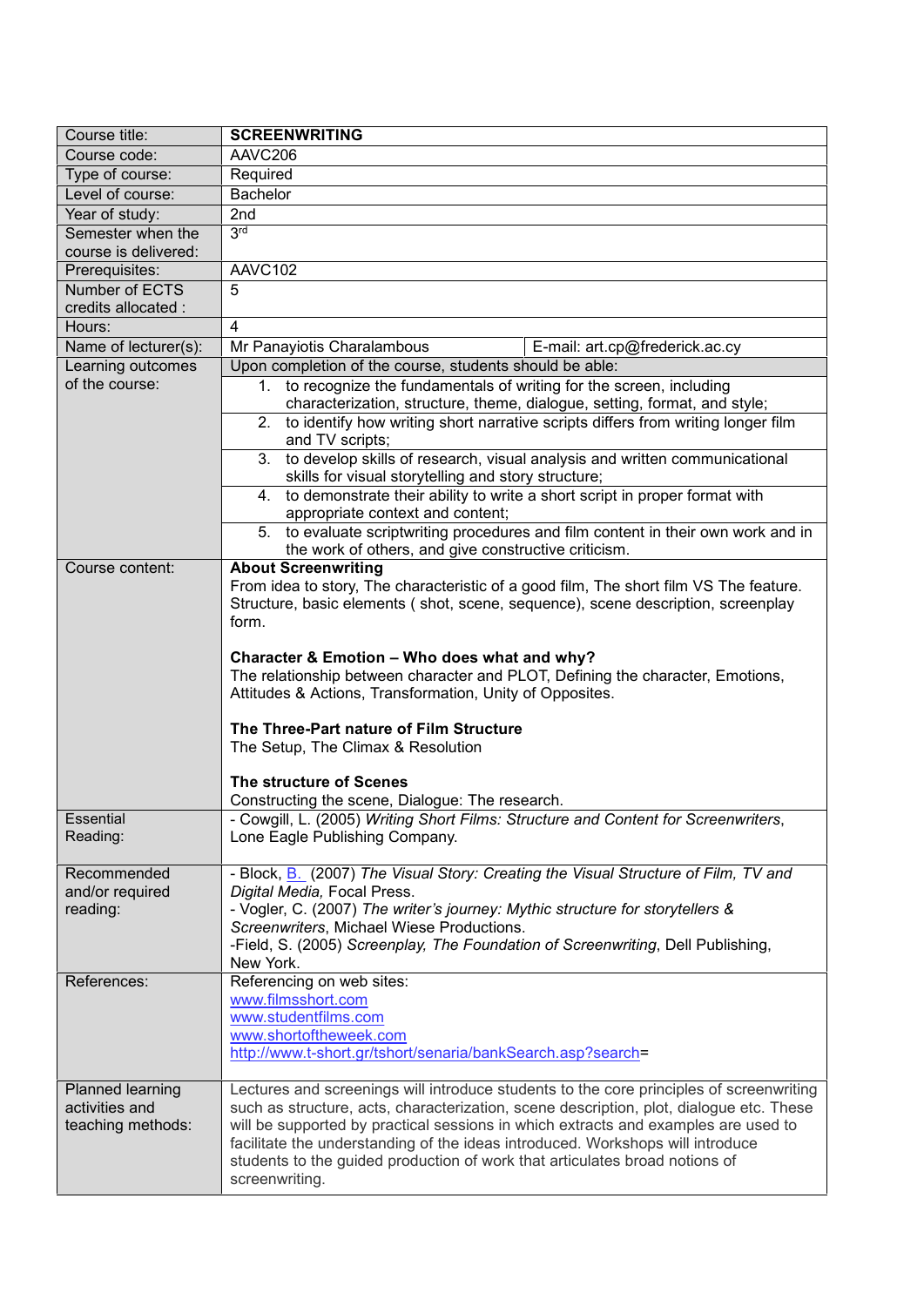| Course title: | **SCREENWRITING** | |
|---|---|---|
| Course code: | AAVC206 | |
| Type of course: | Required | |
| Level of course: | Bachelor | |
| Year of study: | 2nd | |
| Semester when the course is delivered: | 3rd | |
| Prerequisites: | AAVC102 | |
| Number of ECTS credits allocated : | 5 | |
| Hours: | 4 | |
| Name of lecturer(s): | Mr Panayiotis Charalambous | E-mail: art.cp@frederick.ac.cy |
| Learning outcomes of the course: | Upon completion of the course, students should be able:<br>1. to recognize the fundamentals of writing for the screen, including characterization, structure, theme, dialogue, setting, format, and style;<br>2. to identify how writing short narrative scripts differs from writing longer film and TV scripts;<br>3. to develop skills of research, visual analysis and written communicational skills for visual storytelling and story structure;<br>4. to demonstrate their ability to write a short script in proper format with appropriate context and content;<br>5. to evaluate scriptwriting procedures and film content in their own work and in the work of others, and give constructive criticism. | |
| Course content: | **About Screenwriting**<br>From idea to story, The characteristic of a good film, The short film VS The feature. Structure, basic elements ( shot, scene, sequence), scene description, screenplay form.<br><br>**Character & Emotion – Who does what and why?**<br>The relationship between character and PLOT, Defining the character, Emotions, Attitudes & Actions, Transformation, Unity of Opposites.<br><br>**The Three-Part nature of Film Structure**<br>The Setup, The Climax & Resolution<br><br>**The structure of Scenes**<br>Constructing the scene, Dialogue: The research. | |
| Essential Reading: | - Cowgill, L. (2005) *Writing Short Films: Structure and Content for Screenwriters*, Lone Eagle Publishing Company. | |
| Recommended and/or required reading: | - Block, B. (2007) *The Visual Story: Creating the Visual Structure of Film, TV and Digital Media,* Focal Press.<br>- Vogler, C. (2007) *The writer's journey: Mythic structure for storytellers & Screenwriters*, Michael Wiese Productions.<br>-Field, S. (2005) *Screenplay, The Foundation of Screenwriting*, Dell Publishing, New York. | |
| References: | Referencing on web sites:<br>www.filmsshort.com<br>www.studentfilms.com<br>www.shortoftheweek.com<br>http://www.t-short.gr/tshort/senaria/bankSearch.asp?search= | |
| Planned learning activities and teaching methods: | Lectures and screenings will introduce students to the core principles of screenwriting such as structure, acts, characterization, scene description, plot, dialogue etc. These will be supported by practical sessions in which extracts and examples are used to facilitate the understanding of the ideas introduced. Workshops will introduce students to the guided production of work that articulates broad notions of screenwriting. | |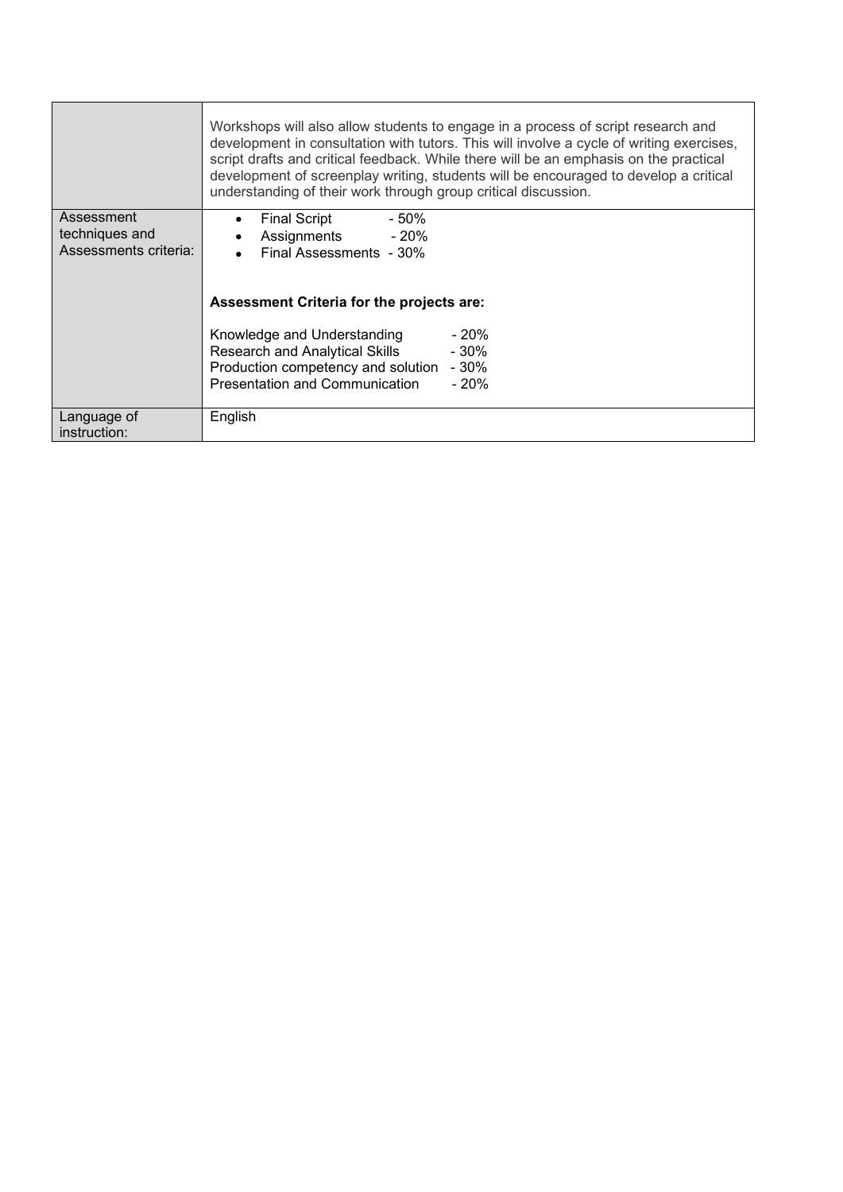| | |
|---|---|
| | Workshops will also allow students to engage in a process of script research and development in consultation with tutors. This will involve a cycle of writing exercises, script drafts and critical feedback. While there will be an emphasis on the practical development of screenplay writing, students will be encouraged to develop a critical understanding of their work through group critical discussion. |
| Assessment techniques and Assessments criteria: | • Final Script - 50%<br>• Assignments - 20%<br>• Final Assessments - 30%<br><br>**Assessment Criteria for the projects are:**<br><br>Knowledge and Understanding - 20%<br>Research and Analytical Skills - 30%<br>Production competency and solution - 30%<br>Presentation and Communication - 20% |
| Language of instruction: | English |